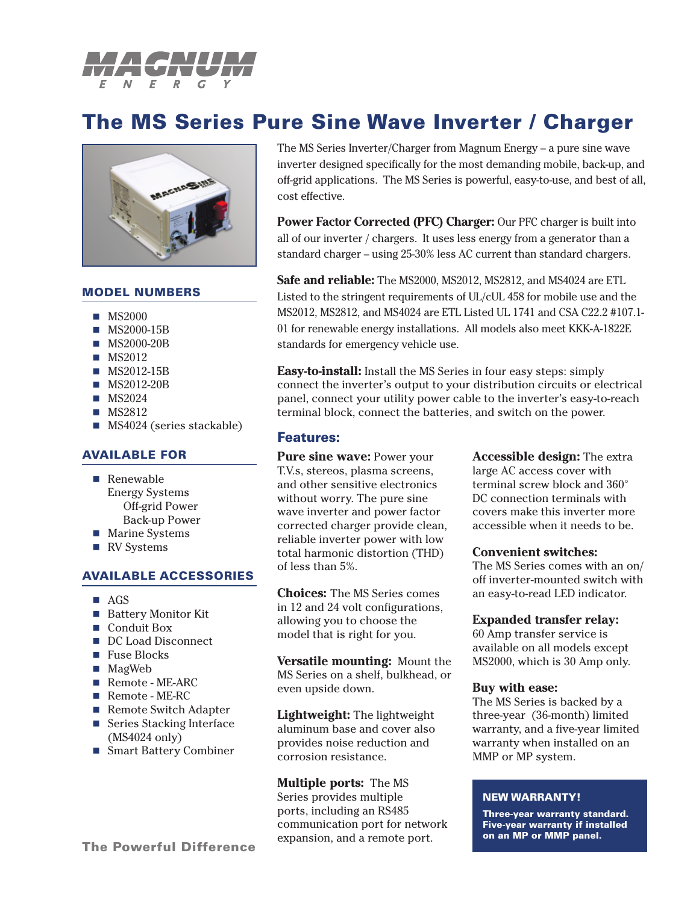MAGNUM ENERGY

# The MS Series Pure Sine Wave Inverter / Charger

## MODEL NUMBERS

- MS2000
- MS2000-15B
- MS2000-20B
- MS2012
- MS2012-15B
- MS2012-20B
- MS2024
- MS2812
- MS4024 (series stackable)

## AVAILABLE FOR

- Renewable Energy Systems
  - Off-grid Power
  - Back-up Power
- Marine Systems
- RV Systems

## AVAILABLE ACCESSORIES

- AGS
- Battery Monitor Kit
- Conduit Box
- DC Load Disconnect
- Fuse Blocks
- MagWeb
- Remote - ME-ARC
- Remote - ME-RC
- Remote Switch Adapter
- Series Stacking Interface (MS4024 only)
- Smart Battery Combiner

The Powerful Difference

The MS Series Inverter/Charger from Magnum Energy – a pure sine wave inverter designed specifically for the most demanding mobile, back-up, and off-grid applications. The MS Series is powerful, easy-to-use, and best of all, cost effective.

**Power Factor Corrected (PFC) Charger:** Our PFC charger is built into all of our inverter / chargers. It uses less energy from a generator than a standard charger – using 25-30% less AC current than standard chargers.

**Safe and reliable:** The MS2000, MS2012, MS2812, and MS4024 are ETL Listed to the stringent requirements of UL/cUL 458 for mobile use and the MS2012, MS2812, and MS4024 are ETL Listed UL 1741 and CSA C22.2 #107.1-01 for renewable energy installations. All models also meet KKK-A-1822E standards for emergency vehicle use.

**Easy-to-install:** Install the MS Series in four easy steps: simply connect the inverter's output to your distribution circuits or electrical panel, connect your utility power cable to the inverter's easy-to-reach terminal block, connect the batteries, and switch on the power.

## Features:

**Pure sine wave:** Power your T.V.s, stereos, plasma screens, and other sensitive electronics without worry. The pure sine wave inverter and power factor corrected charger provide clean, reliable inverter power with low total harmonic distortion (THD) of less than 5%.

**Choices:** The MS Series comes in 12 and 24 volt configurations, allowing you to choose the model that is right for you.

**Versatile mounting:** Mount the MS Series on a shelf, bulkhead, or even upside down.

**Lightweight:** The lightweight aluminum base and cover also provides noise reduction and corrosion resistance.

**Multiple ports:** The MS Series provides multiple ports, including an RS485 communication port for network expansion, and a remote port.

**Accessible design:** The extra large AC access cover with terminal screw block and 360° DC connection terminals with covers make this inverter more accessible when it needs to be.

**Convenient switches:** The MS Series comes with an on/off inverter-mounted switch with an easy-to-read LED indicator.

**Expanded transfer relay:** 60 Amp transfer service is available on all models except MS2000, which is 30 Amp only.

**Buy with ease:** The MS Series is backed by a three-year (36-month) limited warranty, and a five-year limited warranty when installed on an MMP or MP system.

**NEW WARRANTY!**

**Three-year warranty standard. Five-year warranty if installed on an MP or MMP panel.**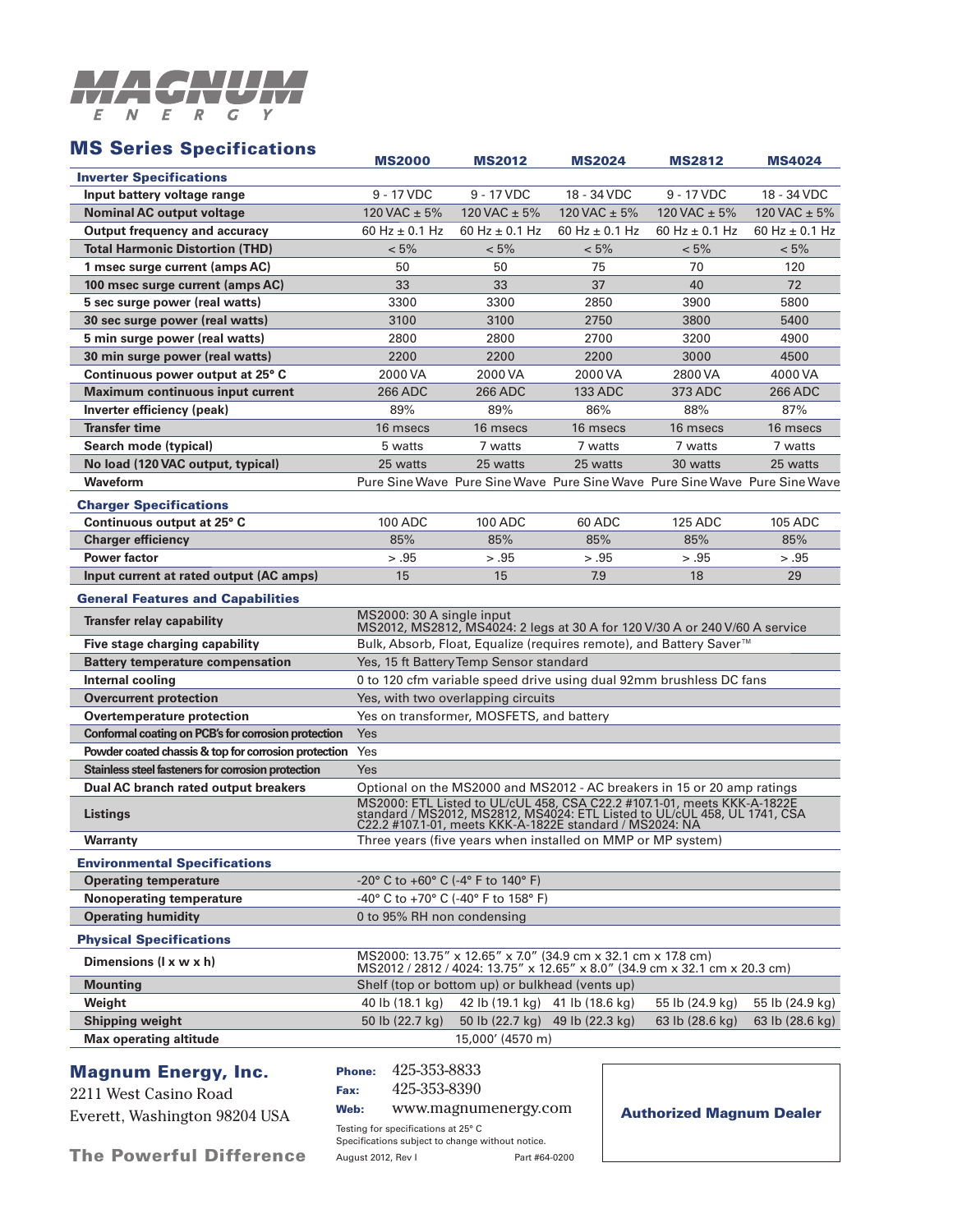MAGNUM ENERGY

## MS Series Specifications

| | MS2000 | MS2012 | MS2024 | MS2812 | MS4024 |
|---|---|---|---|---|---|
| **Inverter Specifications** | | | | | |
| **Input battery voltage range** | 9 - 17 VDC | 9 - 17 VDC | 18 - 34 VDC | 9 - 17 VDC | 18 - 34 VDC |
| **Nominal AC output voltage** | 120 VAC ± 5% | 120 VAC ± 5% | 120 VAC ± 5% | 120 VAC ± 5% | 120 VAC ± 5% |
| **Output frequency and accuracy** | 60 Hz ± 0.1 Hz | 60 Hz ± 0.1 Hz | 60 Hz ± 0.1 Hz | 60 Hz ± 0.1 Hz | 60 Hz ± 0.1 Hz |
| **Total Harmonic Distortion (THD)** | < 5% | < 5% | < 5% | < 5% | < 5% |
| **1 msec surge current (amps AC)** | 50 | 50 | 75 | 70 | 120 |
| **100 msec surge current (amps AC)** | 33 | 33 | 37 | 40 | 72 |
| **5 sec surge power (real watts)** | 3300 | 3300 | 2850 | 3900 | 5800 |
| **30 sec surge power (real watts)** | 3100 | 3100 | 2750 | 3800 | 5400 |
| **5 min surge power (real watts)** | 2800 | 2800 | 2700 | 3200 | 4900 |
| **30 min surge power (real watts)** | 2200 | 2200 | 2200 | 3000 | 4500 |
| **Continuous power output at 25° C** | 2000 VA | 2000 VA | 2000 VA | 2800 VA | 4000 VA |
| **Maximum continuous input current** | 266 ADC | 266 ADC | 133 ADC | 373 ADC | 266 ADC |
| **Inverter efficiency (peak)** | 89% | 89% | 86% | 88% | 87% |
| **Transfer time** | 16 msecs | 16 msecs | 16 msecs | 16 msecs | 16 msecs |
| **Search mode (typical)** | 5 watts | 7 watts | 7 watts | 7 watts | 7 watts |
| **No load (120 VAC output, typical)** | 25 watts | 25 watts | 25 watts | 30 watts | 25 watts |
| **Waveform** | Pure Sine Wave | Pure Sine Wave | Pure Sine Wave | Pure Sine Wave | Pure Sine Wave |
| **Charger Specifications** | | | | | |
| **Continuous output at 25° C** | 100 ADC | 100 ADC | 60 ADC | 125 ADC | 105 ADC |
| **Charger efficiency** | 85% | 85% | 85% | 85% | 85% |
| **Power factor** | > .95 | > .95 | > .95 | > .95 | > .95 |
| **Input current at rated output (AC amps)** | 15 | 15 | 7.9 | 18 | 29 |

| | |
|---|---|
| **General Features and Capabilities** | |
| **Transfer relay capability** | MS2000: 30 A single input<br>MS2012, MS2812, MS4024: 2 legs at 30 A for 120 V/30 A or 240 V/60 A service |
| **Five stage charging capability** | Bulk, Absorb, Float, Equalize (requires remote), and Battery Saver™ |
| **Battery temperature compensation** | Yes, 15 ft Battery Temp Sensor standard |
| **Internal cooling** | 0 to 120 cfm variable speed drive using dual 92mm brushless DC fans |
| **Overcurrent protection** | Yes, with two overlapping circuits |
| **Overtemperature protection** | Yes on transformer, MOSFETS, and battery |
| **Conformal coating on PCB's for corrosion protection** | Yes |
| **Powder coated chassis & top for corrosion protection** | Yes |
| **Stainless steel fasteners for corrosion protection** | Yes |
| **Dual AC branch rated output breakers** | Optional on the MS2000 and MS2012 - AC breakers in 15 or 20 amp ratings |
| **Listings** | MS2000: ETL Listed to UL/cUL 458, CSA C22.2 #107.1-01, meets KKK-A-1822E standard / MS2012, MS2812, MS4024: ETL Listed to UL/cUL 458, UL 1741, CSA C22.2 #107.1-01, meets KKK-A-1822E standard / MS2024: NA |
| **Warranty** | Three years (five years when installed on MMP or MP system) |
| **Environmental Specifications** | |
| **Operating temperature** | -20° C to +60° C (-4° F to 140° F) |
| **Nonoperating temperature** | -40° C to +70° C (-40° F to 158° F) |
| **Operating humidity** | 0 to 95% RH non condensing |
| **Physical Specifications** | |
| **Dimensions (l x w x h)** | MS2000: 13.75" x 12.65" x 7.0" (34.9 cm x 32.1 cm x 17.8 cm)<br>MS2012 / 2812 / 4024: 13.75" x 12.65" x 8.0" (34.9 cm x 32.1 cm x 20.3 cm) |
| **Mounting** | Shelf (top or bottom up) or bulkhead (vents up) |

| | MS2000 | MS2012 | MS2024 | MS2812 | MS4024 |
|---|---|---|---|---|---|
| **Weight** | 40 lb (18.1 kg) | 42 lb (19.1 kg) | 41 lb (18.6 kg) | 55 lb (24.9 kg) | 55 lb (24.9 kg) |
| **Shipping weight** | 50 lb (22.7 kg) | 50 lb (22.7 kg) | 49 lb (22.3 kg) | 63 lb (28.6 kg) | 63 lb (28.6 kg) |
| **Max operating altitude** | 15,000' (4570 m) | | | | |

**Magnum Energy, Inc.**
2211 West Casino Road
Everett, Washington 98204 USA

**The Powerful Difference**

**Phone:** 425-353-8833
**Fax:** 425-353-8390
**Web:** www.magnumenergy.com

Testing for specifications at 25° C
Specifications subject to change without notice.

August 2012, Rev I — Part #64-0200

**Authorized Magnum Dealer**